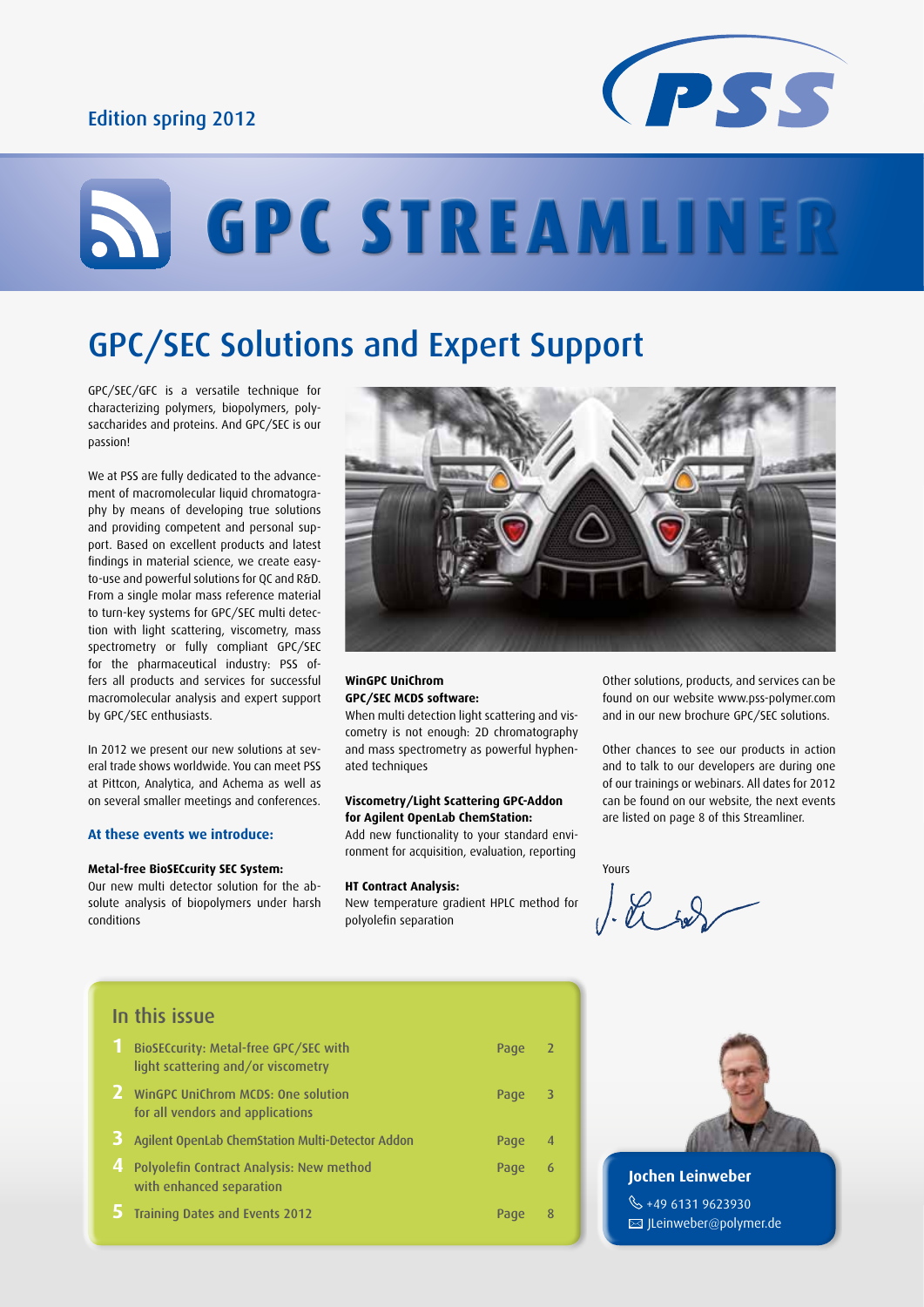Edition spring 2012

# GPC STREAMLINER

## GPC/SEC Solutions and Expert Support

GPC/SEC/GFC is a versatile technique for characterizing polymers, biopolymers, polysaccharides and proteins. And GPC/SEC is our passion!

We at PSS are fully dedicated to the advancement of macromolecular liquid chromatography by means of developing true solutions and providing competent and personal support. Based on excellent products and latest findings in material science, we create easy-to-use and powerful solutions for QC and R&D. From a single molar mass reference material to turn-key systems for GPC/SEC multi detection with light scattering, viscometry, mass spectrometry or fully compliant GPC/SEC for the pharmaceutical industry: PSS offers all products and services for successful macromolecular analysis and expert support by GPC/SEC enthusiasts.

In 2012 we present our new solutions at several trade shows worldwide. You can meet PSS at Pittcon, Analytica, and Achema as well as on several smaller meetings and conferences.

### At these events we introduce:

**Metal-free BioSECcurity SEC System:**
Our new multi detector solution for the absolute analysis of biopolymers under harsh conditions

**WinGPC UniChrom GPC/SEC MCDS software:**
When multi detection light scattering and viscometry is not enough: 2D chromatography and mass spectrometry as powerful hyphenated techniques

**Viscometry/Light Scattering GPC-Addon for Agilent OpenLab ChemStation:**
Add new functionality to your standard environment for acquisition, evaluation, reporting

**HT Contract Analysis:**
New temperature gradient HPLC method for polyolefin separation

Other solutions, products, and services can be found on our website www.pss-polymer.com and in our new brochure GPC/SEC solutions.

Other chances to see our products in action and to talk to our developers are during one of our trainings or webinars. All dates for 2012 can be found on our website, the next events are listed on page 8 of this Streamliner.

Yours

Jochen Leinweber
+49 6131 9623930
JLeinweber@polymer.de

### In this issue

| | | |
|---|---|---|
| 1 | BioSECcurity: Metal-free GPC/SEC with light scattering and/or viscometry | Page 2 |
| 2 | WinGPC UniChrom MCDS: One solution for all vendors and applications | Page 3 |
| 3 | Agilent OpenLab ChemStation Multi-Detector Addon | Page 4 |
| 4 | Polyolefin Contract Analysis: New method with enhanced separation | Page 6 |
| 5 | Training Dates and Events 2012 | Page 8 |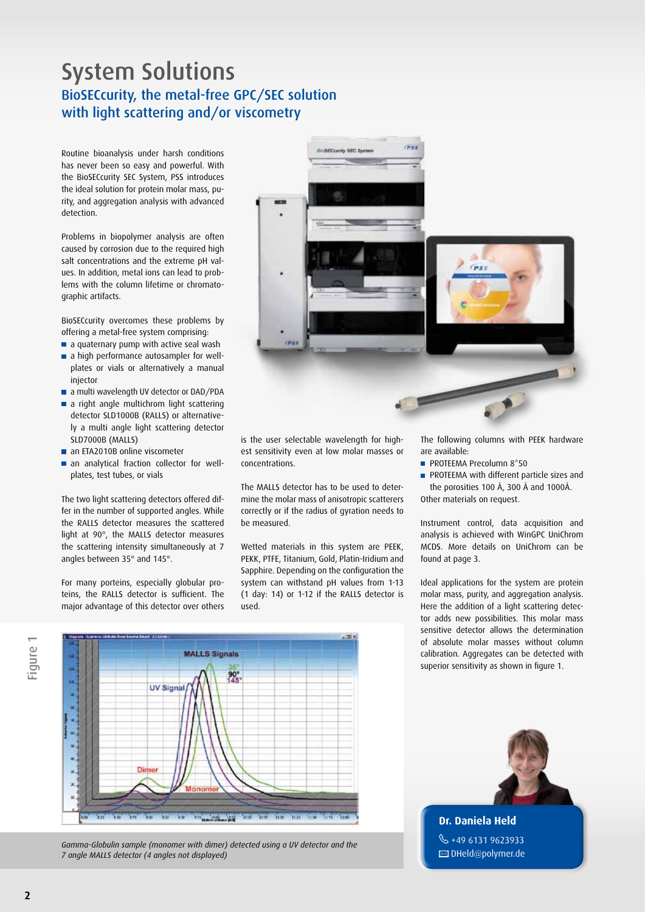# System Solutions

## BioSECcurity, the metal-free GPC/SEC solution with light scattering and/or viscometry

Routine bioanalysis under harsh conditions has never been so easy and powerful. With the BioSECcurity SEC System, PSS introduces the ideal solution for protein molar mass, purity, and aggregation analysis with advanced detection.

Problems in biopolymer analysis are often caused by corrosion due to the required high salt concentrations and the extreme pH values. In addition, metal ions can lead to problems with the column lifetime or chromatographic artifacts.

BioSECcurity overcomes these problems by offering a metal-free system comprising:

- a quaternary pump with active seal wash
- a high performance autosampler for wellplates or vials or alternatively a manual injector
- a multi wavelength UV detector or DAD/PDA
- a right angle multichrom light scattering detector SLD1000B (RALLS) or alternatively a multi angle light scattering detector SLD7000B (MALLS)
- an ETA2010B online viscometer
- an analytical fraction collector for wellplates, test tubes, or vials

The two light scattering detectors offered differ in the number of supported angles. While the RALLS detector measures the scattered light at 90°, the MALLS detector measures the scattering intensity simultaneously at 7 angles between 35° and 145°.

For many porteins, especially globular proteins, the RALLS detector is sufficient. The major advantage of this detector over others is the user selectable wavelength for highest sensitivity even at low molar masses or concentrations.

The MALLS detector has to be used to determine the molar mass of anisotropic scatterers correctly or if the radius of gyration needs to be measured.

Wetted materials in this system are PEEK, PEKK, PTFE, Titanium, Gold, Platin-Iridium and Sapphire. Depending on the configuration the system can withstand pH values from 1-13 (1 day: 14) or 1-12 if the RALLS detector is used.

The following columns with PEEK hardware are available:

- PROTEEMA Precolumn 8*50
- PROTEEMA with different particle sizes and the porosities 100 Å, 300 Å and 1000Å.

Other materials on request.

Instrument control, data acquisition and analysis is achieved with WinGPC UniChrom MCDS. More details on UniChrom can be found at page 3.

Ideal applications for the system are protein molar mass, purity, and aggregation analysis. Here the addition of a light scattering detector adds new possibilities. This molar mass sensitive detector allows the determination of absolute molar masses without column calibration. Aggregates can be detected with superior sensitivity as shown in figure 1.

Figure 1

*Gamma-Globulin sample (monomer with dimer) detected using a UV detector and the 7 angle MALLS detector (4 angles not displayed)*

**Dr. Daniela Held**
+49 6131 9623933
DHeld@polymer.de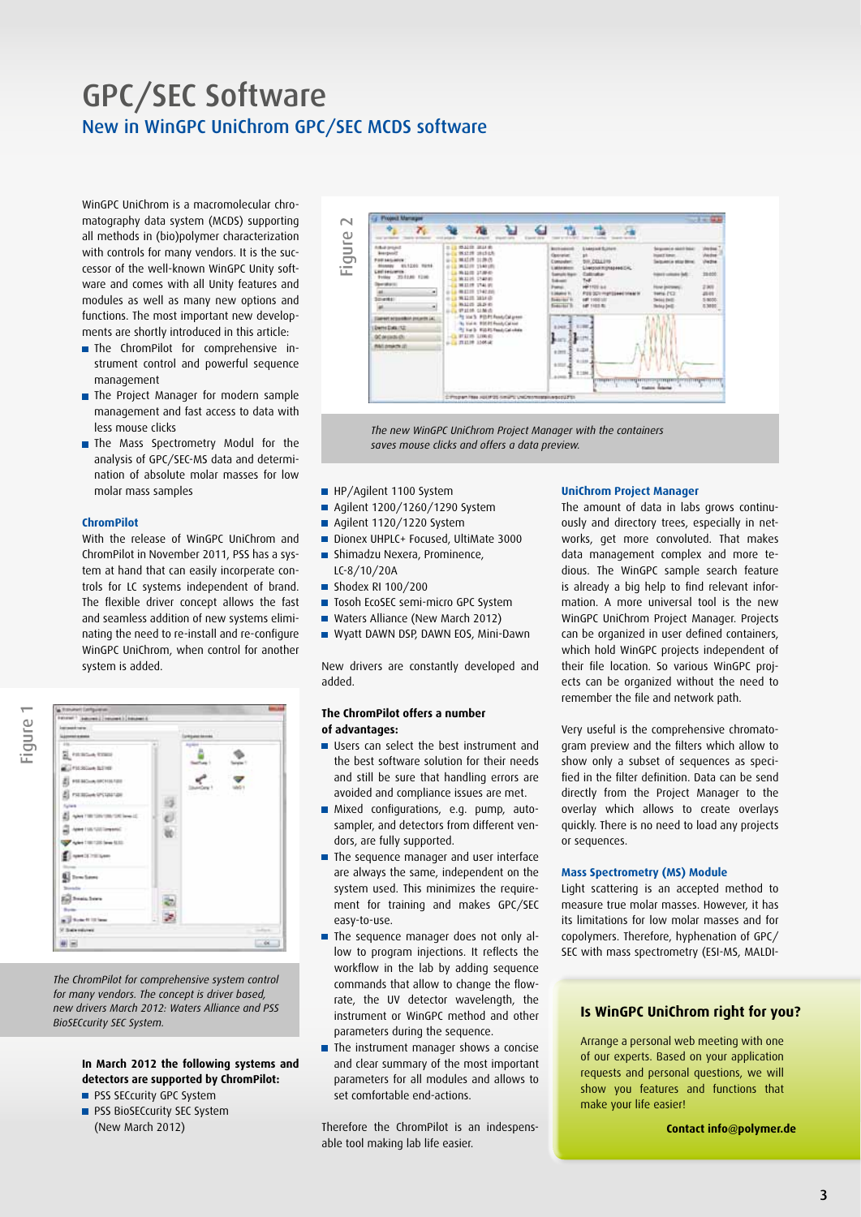# GPC/SEC Software

## New in WinGPC UniChrom GPC/SEC MCDS software

WinGPC UniChrom is a macromolecular chromatography data system (MCDS) supporting all methods in (bio)polymer characterization with controls for many vendors. It is the successor of the well-known WinGPC Unity software and comes with all Unity features and modules as well as many new options and functions. The most important new developments are shortly introduced in this article:

- The ChromPilot for comprehensive instrument control and powerful sequence management
- The Project Manager for modern sample management and fast access to data with less mouse clicks
- The Mass Spectrometry Modul for the analysis of GPC/SEC-MS data and determination of absolute molar masses for low molar mass samples

### ChromPilot

With the release of WinGPC UniChrom and ChromPilot in November 2011, PSS has a system at hand that can easily incorporate controls for LC systems independent of brand. The flexible driver concept allows the fast and seamless addition of new systems eliminating the need to re-install and re-configure WinGPC UniChrom, when control for another system is added.

Figure 1

*The ChromPilot for comprehensive system control for many vendors. The concept is driver based, new drivers March 2012: Waters Alliance and PSS BioSECcurity SEC System.*

**In March 2012 the following systems and detectors are supported by ChromPilot:**

- PSS SECcurity GPC System
- PSS BioSECcurity SEC System (New March 2012)
- HP/Agilent 1100 System
- Agilent 1200/1260/1290 System
- Agilent 1120/1220 System
- Dionex UHPLC+ Focused, UltiMate 3000
- Shimadzu Nexera, Prominence, LC-8/10/20A
- Shodex RI 100/200
- Tosoh EcoSEC semi-micro GPC System
- Waters Alliance (New March 2012)
- Wyatt DAWN DSP, DAWN EOS, Mini-Dawn

New drivers are constantly developed and added.

**The ChromPilot offers a number of advantages:**

- Users can select the best instrument and the best software solution for their needs and still be sure that handling errors are avoided and compliance issues are met.
- Mixed configurations, e.g. pump, autosampler, and detectors from different vendors, are fully supported.
- The sequence manager and user interface are always the same, independent on the system used. This minimizes the requirement for training and makes GPC/SEC easy-to-use.
- The sequence manager does not only allow to program injections. It reflects the workflow in the lab by adding sequence commands that allow to change the flowrate, the UV detector wavelength, the instrument or WinGPC method and other parameters during the sequence.
- The instrument manager shows a concise and clear summary of the most important parameters for all modules and allows to set comfortable end-actions.

Therefore the ChromPilot is an indespensable tool making lab life easier.

Figure 2

*The new WinGPC UniChrom Project Manager with the containers saves mouse clicks and offers a data preview.*

### UniChrom Project Manager

The amount of data in labs grows continuously and directory trees, especially in networks, get more convoluted. That makes data management complex and more tedious. The WinGPC sample search feature is already a big help to find relevant information. A more universal tool is the new WinGPC UniChrom Project Manager. Projects can be organized in user defined containers, which hold WinGPC projects independent of their file location. So various WinGPC projects can be organized without the need to remember the file and network path.

Very useful is the comprehensive chromatogram preview and the filters which allow to show only a subset of sequences as specified in the filter definition. Data can be send directly from the Project Manager to the overlay which allows to create overlays quickly. There is no need to load any projects or sequences.

### Mass Spectrometry (MS) Module

Light scattering is an accepted method to measure true molar masses. However, it has its limitations for low molar masses and for copolymers. Therefore, hyphenation of GPC/SEC with mass spectrometry (ESI-MS, MALDI-

### Is WinGPC UniChrom right for you?

Arrange a personal web meeting with one of our experts. Based on your application requests and personal questions, we will show you features and functions that make your life easier!

**Contact info@polymer.de**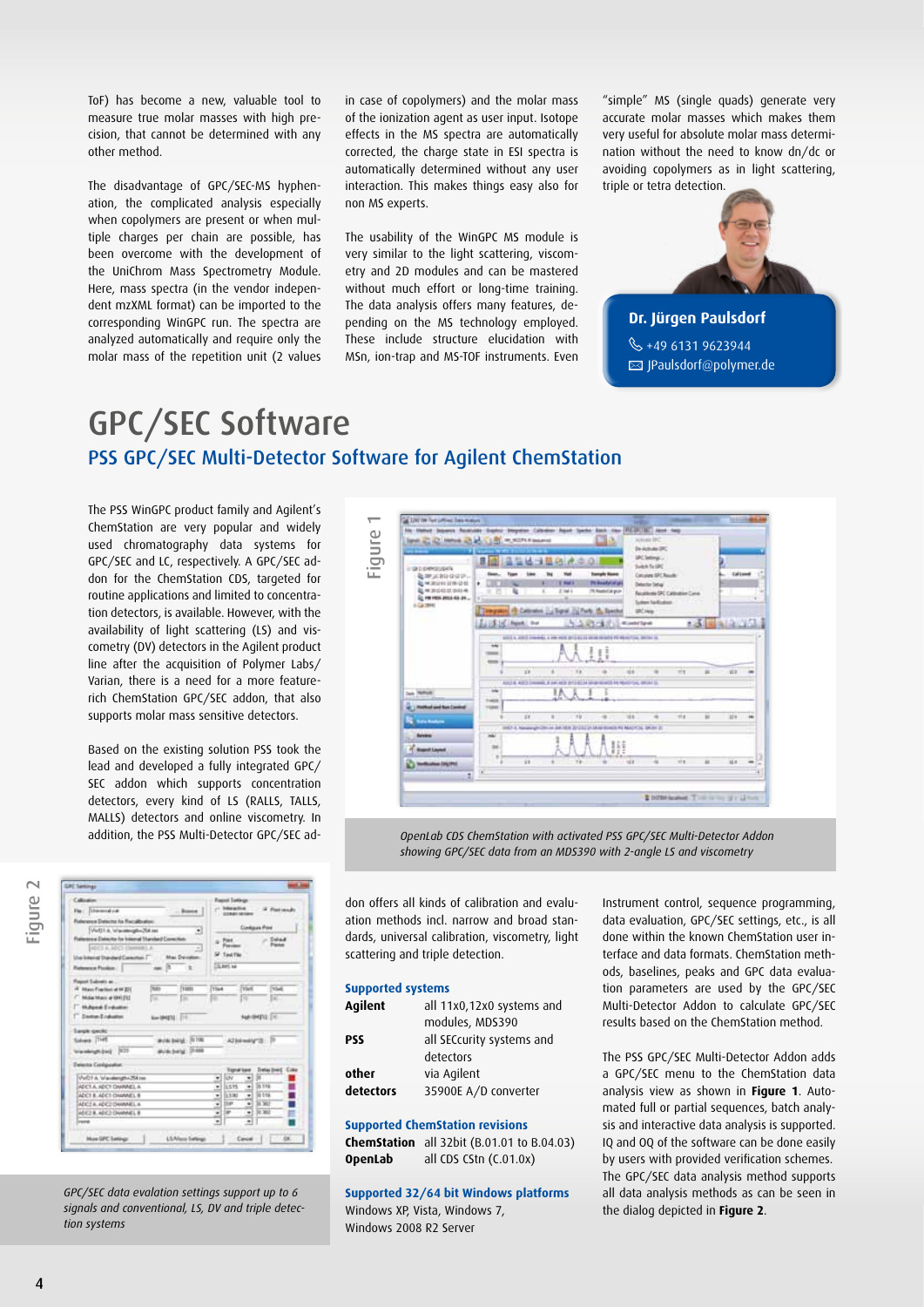ToF) has become a new, valuable tool to measure true molar masses with high precision, that cannot be determined with any other method.

The disadvantage of GPC/SEC-MS hyphenation, the complicated analysis especially when copolymers are present or when multiple charges per chain are possible, has been overcome with the development of the UniChrom Mass Spectrometry Module. Here, mass spectra (in the vendor independent mzXML format) can be imported to the corresponding WinGPC run. The spectra are analyzed automatically and require only the molar mass of the repetition unit (2 values in case of copolymers) and the molar mass of the ionization agent as user input. Isotope effects in the MS spectra are automatically corrected, the charge state in ESI spectra is automatically determined without any user interaction. This makes things easy also for non MS experts.

The usability of the WinGPC MS module is very similar to the light scattering, viscometry and 2D modules and can be mastered without much effort or long-time training. The data analysis offers many features, depending on the MS technology employed. These include structure elucidation with MSn, ion-trap and MS-TOF instruments. Even "simple" MS (single quads) generate very accurate molar masses which makes them very useful for absolute molar mass determination without the need to know dn/dc or avoiding copolymers as in light scattering, triple or tetra detection.

**Dr. Jürgen Paulsdorf**
+49 6131 9623944
JPaulsdorf@polymer.de

# GPC/SEC Software

## PSS GPC/SEC Multi-Detector Software for Agilent ChemStation

The PSS WinGPC product family and Agilent's ChemStation are very popular and widely used chromatography data systems for GPC/SEC and LC, respectively. A GPC/SEC addon for the ChemStation CDS, targeted for routine applications and limited to concentration detectors, is available. However, with the availability of light scattering (LS) and viscometry (DV) detectors in the Agilent product line after the acquisition of Polymer Labs/Varian, there is a need for a more feature-rich ChemStation GPC/SEC addon, that also supports molar mass sensitive detectors.

Based on the existing solution PSS took the lead and developed a fully integrated GPC/SEC addon which supports concentration detectors, every kind of LS (RALLS, TALLS, MALLS) detectors and online viscometry. In addition, the PSS Multi-Detector GPC/SEC addon offers all kinds of calibration and evaluation methods incl. narrow and broad standards, universal calibration, viscometry, light scattering and triple detection.

Figure 1

*OpenLab CDS ChemStation with activated PSS GPC/SEC Multi-Detector Addon showing GPC/SEC data from an MDS390 with 2-angle LS and viscometry*

Figure 2

*GPC/SEC data evalation settings support up to 6 signals and conventional, LS, DV and triple detection systems*

### Supported systems

| | |
|---|---|
| **Agilent** | all 11x0,12x0 systems and modules, MDS390 |
| **PSS** | all SECcurity systems and detectors |
| **other detectors** | via Agilent 35900E A/D converter |

### Supported ChemStation revisions

| | |
|---|---|
| **ChemStation** | all 32bit (B.01.01 to B.04.03) |
| **OpenLab** | all CDS CStn (C.01.0x) |

### Supported 32/64 bit Windows platforms

Windows XP, Vista, Windows 7, Windows 2008 R2 Server

Instrument control, sequence programming, data evaluation, GPC/SEC settings, etc., is all done within the known ChemStation user interface and data formats. ChemStation methods, baselines, peaks and GPC data evaluation parameters are used by the GPC/SEC Multi-Detector Addon to calculate GPC/SEC results based on the ChemStation method.

The PSS GPC/SEC Multi-Detector Addon adds a GPC/SEC menu to the ChemStation data analysis view as shown in **Figure 1**. Automated full or partial sequences, batch analysis and interactive data analysis is supported. IQ and OQ of the software can be done easily by users with provided verification schemes. The GPC/SEC data analysis method supports all data analysis methods as can be seen in the dialog depicted in **Figure 2**.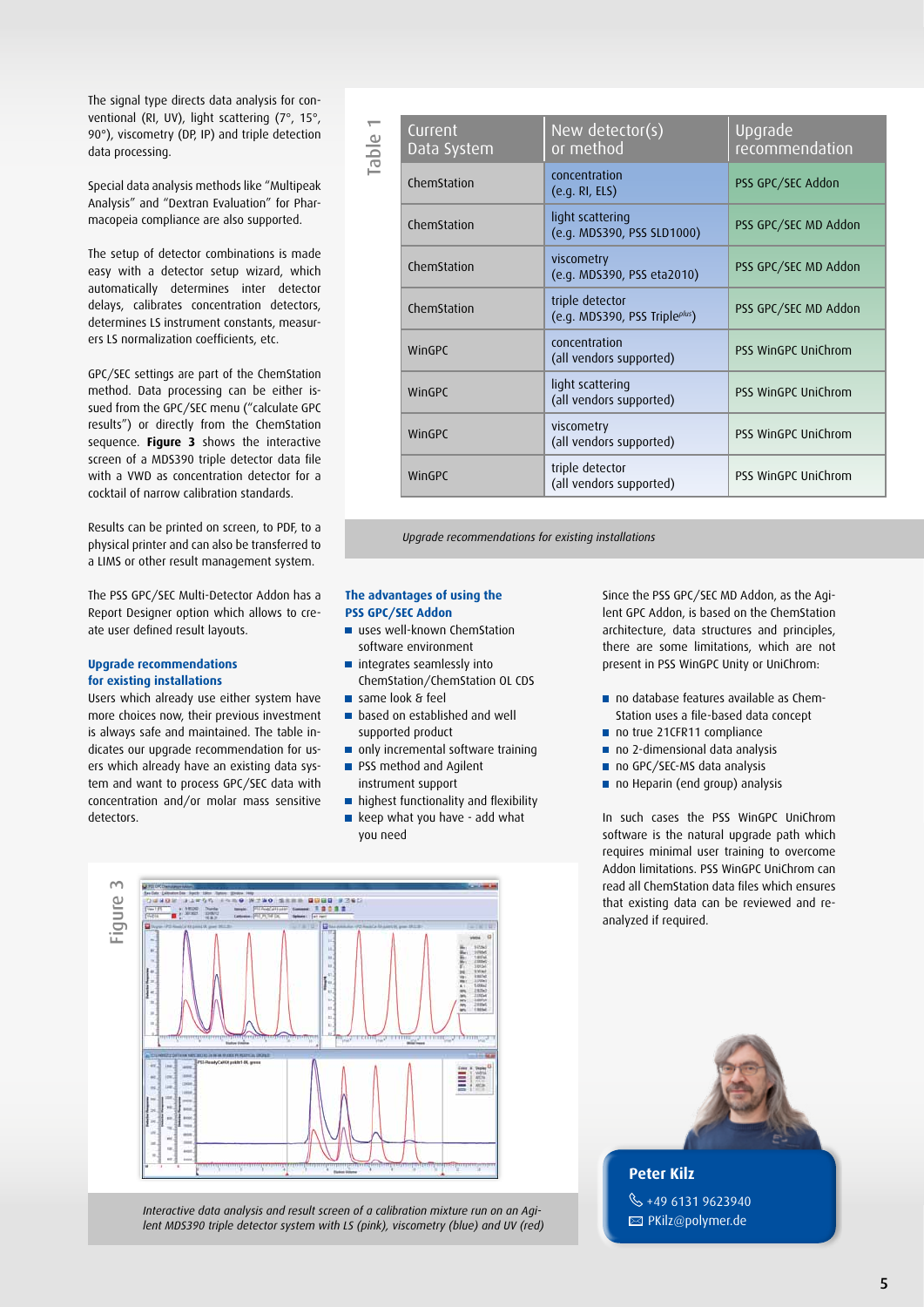The signal type directs data analysis for conventional (RI, UV), light scattering (7°, 15°, 90°), viscometry (DP, IP) and triple detection data processing.

Special data analysis methods like "Multipeak Analysis" and "Dextran Evaluation" for Pharmacopeia compliance are also supported.

The setup of detector combinations is made easy with a detector setup wizard, which automatically determines inter detector delays, calibrates concentration detectors, determines LS instrument constants, measurers LS normalization coefficients, etc.

GPC/SEC settings are part of the ChemStation method. Data processing can be either issued from the GPC/SEC menu ("calculate GPC results") or directly from the ChemStation sequence. **Figure 3** shows the interactive screen of a MDS390 triple detector data file with a VWD as concentration detector for a cocktail of narrow calibration standards.

Results can be printed on screen, to PDF, to a physical printer and can also be transferred to a LIMS or other result management system.

The PSS GPC/SEC Multi-Detector Addon has a Report Designer option which allows to create user defined result layouts.

### Upgrade recommendations for existing installations

Users which already use either system have more choices now, their previous investment is always safe and maintained. The table indicates our upgrade recommendation for users which already have an existing data system and want to process GPC/SEC data with concentration and/or molar mass sensitive detectors.

**Table 1**

| Current Data System | New detector(s) or method | Upgrade recommendation |
|---|---|---|
| ChemStation | concentration (e.g. RI, ELS) | PSS GPC/SEC Addon |
| ChemStation | light scattering (e.g. MDS390, PSS SLD1000) | PSS GPC/SEC MD Addon |
| ChemStation | viscometry (e.g. MDS390, PSS eta2010) | PSS GPC/SEC MD Addon |
| ChemStation | triple detector (e.g. MDS390, PSS Triple$^{plus}$) | PSS GPC/SEC MD Addon |
| WinGPC | concentration (all vendors supported) | PSS WinGPC UniChrom |
| WinGPC | light scattering (all vendors supported) | PSS WinGPC UniChrom |
| WinGPC | viscometry (all vendors supported) | PSS WinGPC UniChrom |
| WinGPC | triple detector (all vendors supported) | PSS WinGPC UniChrom |

*Upgrade recommendations for existing installations*

### The advantages of using the PSS GPC/SEC Addon

- uses well-known ChemStation software environment
- integrates seamlessly into ChemStation/ChemStation OL CDS
- same look & feel
- based on established and well supported product
- only incremental software training
- PSS method and Agilent instrument support
- highest functionality and flexibility
- keep what you have - add what you need

Since the PSS GPC/SEC MD Addon, as the Agilent GPC Addon, is based on the ChemStation architecture, data structures and principles, there are some limitations, which are not present in PSS WinGPC Unity or UniChrom:

- no database features available as ChemStation uses a file-based data concept
- no true 21CFR11 compliance
- no 2-dimensional data analysis
- no GPC/SEC-MS data analysis
- no Heparin (end group) analysis

In such cases the PSS WinGPC UniChrom software is the natural upgrade path which requires minimal user training to overcome Addon limitations. PSS WinGPC UniChrom can read all ChemStation data files which ensures that existing data can be reviewed and reanalyzed if required.

**Figure 3**

*Interactive data analysis and result screen of a calibration mixture run on an Agilent MDS390 triple detector system with LS (pink), viscometry (blue) and UV (red)*

**Peter Kilz**
+49 6131 9623940
PKilz@polymer.de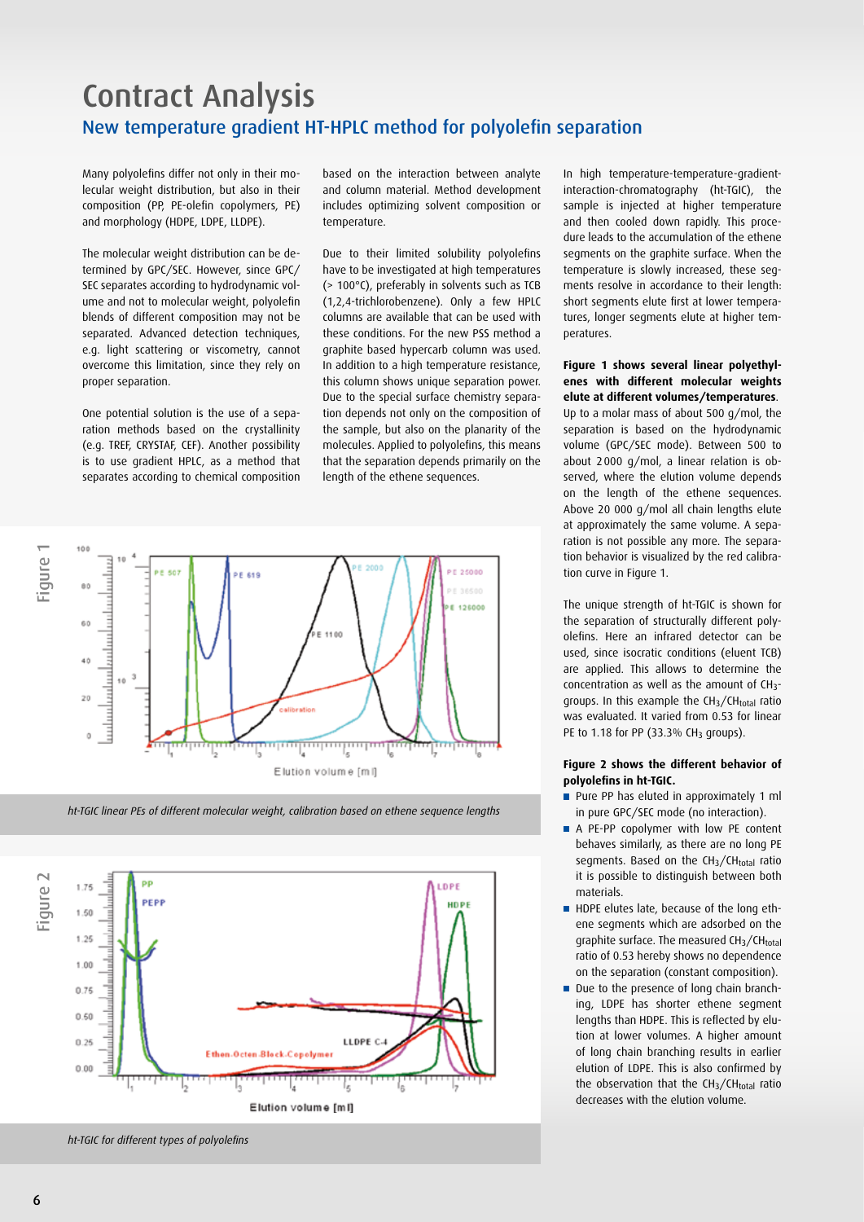# Contract Analysis

## New temperature gradient HT-HPLC method for polyolefin separation

Many polyolefins differ not only in their molecular weight distribution, but also in their composition (PP, PE-olefin copolymers, PE) and morphology (HDPE, LDPE, LLDPE).

The molecular weight distribution can be determined by GPC/SEC. However, since GPC/SEC separates according to hydrodynamic volume and not to molecular weight, polyolefin blends of different composition may not be separated. Advanced detection techniques, e.g. light scattering or viscometry, cannot overcome this limitation, since they rely on proper separation.

One potential solution is the use of a separation methods based on the crystallinity (e.g. TREF, CRYSTAF, CEF). Another possibility is to use gradient HPLC, as a method that separates according to chemical composition based on the interaction between analyte and column material. Method development includes optimizing solvent composition or temperature.

Due to their limited solubility polyolefins have to be investigated at high temperatures (> 100°C), preferably in solvents such as TCB (1,2,4-trichlorobenzene). Only a few HPLC columns are available that can be used with these conditions. For the new PSS method a graphite based hypercarb column was used. In addition to a high temperature resistance, this column shows unique separation power. Due to the special surface chemistry separation depends not only on the composition of the sample, but also on the planarity of the molecules. Applied to polyolefins, this means that the separation depends primarily on the length of the ethene sequences.

In high temperature-temperature-gradient-interaction-chromatography (ht-TGIC), the sample is injected at higher temperature and then cooled down rapidly. This procedure leads to the accumulation of the ethene segments on the graphite surface. When the temperature is slowly increased, these segments resolve in accordance to their length: short segments elute first at lower temperatures, longer segments elute at higher temperatures.

**Figure 1 shows several linear polyethylenes with different molecular weights elute at different volumes/temperatures.** Up to a molar mass of about 500 g/mol, the separation is based on the hydrodynamic volume (GPC/SEC mode). Between 500 to about 2000 g/mol, a linear relation is observed, where the elution volume depends on the length of the ethene sequences. Above 20 000 g/mol all chain lengths elute at approximately the same volume. A separation is not possible any more. The separation behavior is visualized by the red calibration curve in Figure 1.

The unique strength of ht-TGIC is shown for the separation of structurally different polyolefins. Here an infrared detector can be used, since isocratic conditions (eluent TCB) are applied. This allows to determine the concentration as well as the amount of $CH_3$-groups. In this example the $CH_3/CH_{total}$ ratio was evaluated. It varied from 0.53 for linear PE to 1.18 for PP (33.3% $CH_3$ groups).

**Figure 2 shows the different behavior of polyolefins in ht-TGIC.**

- Pure PP has eluted in approximately 1 ml in pure GPC/SEC mode (no interaction).
- A PE-PP copolymer with low PE content behaves similarly, as there are no long PE segments. Based on the $CH_3/CH_{total}$ ratio it is possible to distinguish between both materials.
- HDPE elutes late, because of the long ethene segments which are adsorbed on the graphite surface. The measured $CH_3/CH_{total}$ ratio of 0.53 hereby shows no dependence on the separation (constant composition).
- Due to the presence of long chain branching, LDPE has shorter ethene segment lengths than HDPE. This is reflected by elution at lower volumes. A higher amount of long chain branching results in earlier elution of LDPE. This is also confirmed by the observation that the $CH_3/CH_{total}$ ratio decreases with the elution volume.

Figure 1

*ht-TGIC linear PEs of different molecular weight, calibration based on ethene sequence lengths*

Figure 2

*ht-TGIC for different types of polyolefins*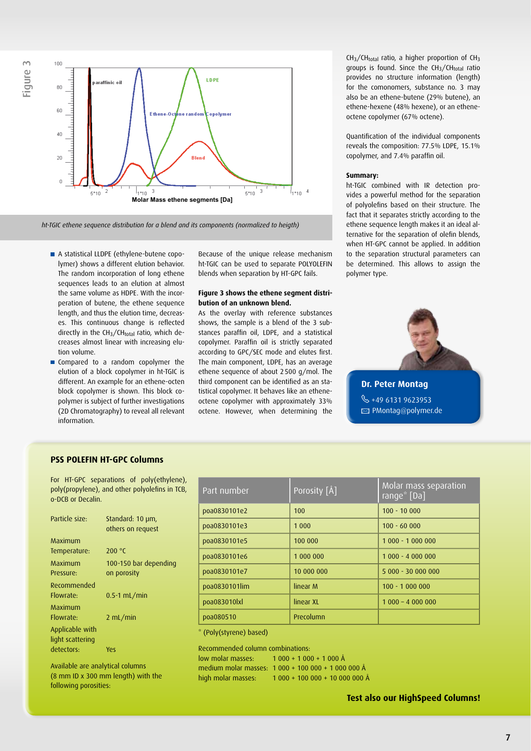Figure 3

*ht-TGIC ethene sequence distribution for a blend and its components (normalized to heigth)*

- A statistical LLDPE (ethylene-butene copolymer) shows a different elution behavior. The random incorporation of long ethene sequences leads to an elution at almost the same volume as HDPE. With the incorporation of butene, the ethene sequence length, and thus the elution time, decreases. This continuous change is reflected directly in the $CH_3/CH_{total}$ ratio, which decreases almost linear with increasing elution volume.
- Compared to a random copolymer the elution of a block copolymer in ht-TGIC is different. An example for an ethene-octen block copolymer is shown. This block copolymer is subject of further investigations (2D Chromatography) to reveal all relevant information.

Because of the unique release mechanism ht-TGIC can be used to separate POLYOLEFIN blends when separation by HT-GPC fails.

**Figure 3 shows the ethene segment distribution of an unknown blend.**

As the overlay with reference substances shows, the sample is a blend of the 3 substances paraffin oil, LDPE, and a statistical copolymer. Paraffin oil is strictly separated according to GPC/SEC mode and elutes first. The main component, LDPE, has an average ethene sequence of about 2 500 g/mol. The third component can be identified as an statistical copolymer. It behaves like an ethene-octene copolymer with approximately 33% octene. However, when determining the $CH_3/CH_{total}$ ratio, a higher proportion of $CH_3$ groups is found. Since the $CH_3/CH_{total}$ ratio provides no structure information (length) for the comonomers, substance no. 3 may also be an ethene-butene (29% butene), an ethene-hexene (48% hexene), or an ethene-octene copolymer (67% octene).

Quantification of the individual components reveals the composition: 77.5% LDPE, 15.1% copolymer, and 7.4% paraffin oil.

**Summary:**

ht-TGIC combined with IR detection provides a powerful method for the separation of polyolefins based on their structure. The fact that it separates strictly according to the ethene sequence length makes it an ideal alternative for the separation of olefin blends, when HT-GPC cannot be applied. In addition to the separation structural parameters can be determined. This allows to assign the polymer type.

**Dr. Peter Montag**
+49 6131 9623953
PMontag@polymer.de

## PSS POLEFIN HT-GPC Columns

For HT-GPC separations of poly(ethylene), poly(propylene), and other polyolefins in TCB, o-DCB or Decalin.

| | |
|---|---|
| Particle size: | Standard: 10 µm, others on request |
| Maximum Temperature: | 200 °C |
| Maximum Pressure: | 100-150 bar depending on porosity |
| Recommended Flowrate: | 0.5-1 mL/min |
| Maximum Flowrate: | 2 mL/min |
| Applicable with light scattering detectors: | Yes |

Available are analytical columns (8 mm ID x 300 mm length) with the following porosities:

| Part number | Porosity [Å] | Molar mass separation range* [Da] |
|---|---|---|
| poa0830101e2 | 100 | 100 - 10 000 |
| poa0830101e3 | 1 000 | 100 - 60 000 |
| poa0830101e5 | 100 000 | 1 000 - 1 000 000 |
| poa0830101e6 | 1 000 000 | 1 000 - 4 000 000 |
| poa0830101e7 | 10 000 000 | 5 000 - 30 000 000 |
| poa0830101lim | linear M | 100 - 1 000 000 |
| poa083010lxl | linear XL | 1 000 – 4 000 000 |
| poa080510 | Precolumn | |

\* (Poly(styrene) based)

Recommended column combinations:
low molar masses: 1 000 + 1 000 + 1 000 Å
medium molar masses: 1 000 + 100 000 + 1 000 000 Å
high molar masses: 1 000 + 100 000 + 10 000 000 Å

**Test also our HighSpeed Columns!**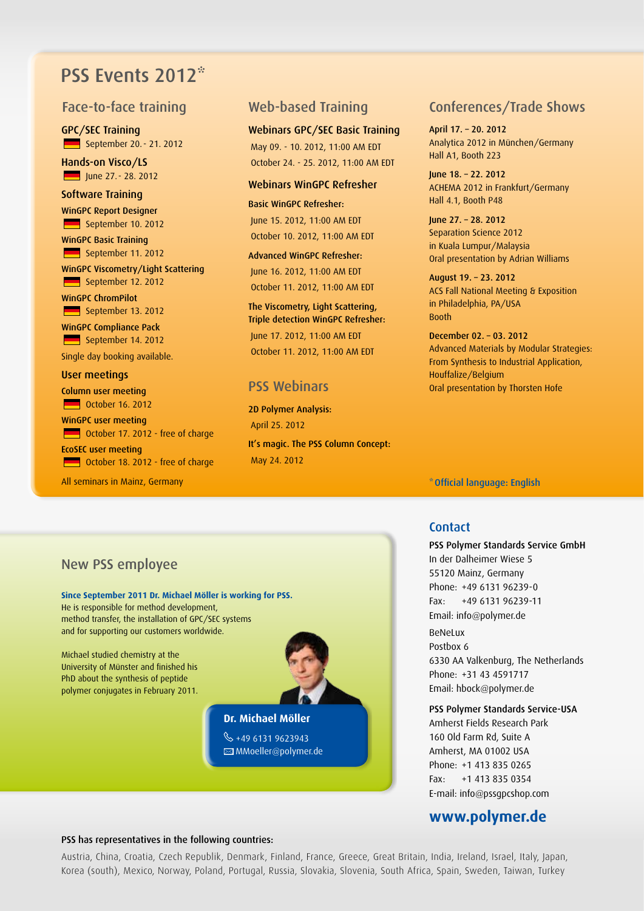# PSS Events 2012*

## Face-to-face training

### GPC/SEC Training
September 20. - 21. 2012

### Hands-on Visco/LS
June 27. - 28. 2012

### Software Training

**WinGPC Report Designer**
September 10. 2012

**WinGPC Basic Training**
September 11. 2012

**WinGPC Viscometry/Light Scattering**
September 12. 2012

**WinGPC ChromPilot**
September 13. 2012

**WinGPC Compliance Pack**
September 14. 2012

Single day booking available.

### User meetings

**Column user meeting**
October 16. 2012

**WinGPC user meeting**
October 17. 2012 - free of charge

**EcoSEC user meeting**
October 18. 2012 - free of charge

All seminars in Mainz, Germany

## Web-based Training

### Webinars GPC/SEC Basic Training
May 09. - 10. 2012, 11:00 AM EDT
October 24. - 25. 2012, 11:00 AM EDT

### Webinars WinGPC Refresher

**Basic WinGPC Refresher:**
June 15. 2012, 11:00 AM EDT
October 10. 2012, 11:00 AM EDT

**Advanced WinGPC Refresher:**
June 16. 2012, 11:00 AM EDT
October 11. 2012, 11:00 AM EDT

**The Viscometry, Light Scattering, Triple detection WinGPC Refresher:**
June 17. 2012, 11:00 AM EDT
October 11. 2012, 11:00 AM EDT

## PSS Webinars

**2D Polymer Analysis:**
April 25. 2012

**It's magic. The PSS Column Concept:**
May 24. 2012

## Conferences/Trade Shows

**April 17. – 20. 2012**
Analytica 2012 in München/Germany
Hall A1, Booth 223

**June 18. – 22. 2012**
ACHEMA 2012 in Frankfurt/Germany
Hall 4.1, Booth P48

**June 27. – 28. 2012**
Separation Science 2012
in Kuala Lumpur/Malaysia
Oral presentation by Adrian Williams

**August 19. – 23. 2012**
ACS Fall National Meeting & Exposition
in Philadelphia, PA/USA
Booth

**December 02. – 03. 2012**
Advanced Materials by Modular Strategies: From Synthesis to Industrial Application, Houffalize/Belgium
Oral presentation by Thorsten Hofe

*Official language: English

## New PSS employee

**Since September 2011 Dr. Michael Möller is working for PSS.**
He is responsible for method development, method transfer, the installation of GPC/SEC systems and for supporting our customers worldwide.

Michael studied chemistry at the University of Münster and finished his PhD about the synthesis of peptide polymer conjugates in February 2011.

**Dr. Michael Möller**
+49 6131 9623943
MMoeller@polymer.de

## Contact

**PSS Polymer Standards Service GmbH**
In der Dalheimer Wiese 5
55120 Mainz, Germany
Phone: +49 6131 96239-0
Fax: +49 6131 96239-11
Email: info@polymer.de

BeNeLux
Postbox 6
6330 AA Valkenburg, The Netherlands
Phone: +31 43 4591717
Email: hbock@polymer.de

**PSS Polymer Standards Service-USA**
Amherst Fields Research Park
160 Old Farm Rd, Suite A
Amherst, MA 01002 USA
Phone: +1 413 835 0265
Fax: +1 413 835 0354
E-mail: info@pssgpcshop.com

**www.polymer.de**

**PSS has representatives in the following countries:**

Austria, China, Croatia, Czech Republik, Denmark, Finland, France, Greece, Great Britain, India, Ireland, Israel, Italy, Japan, Korea (south), Mexico, Norway, Poland, Portugal, Russia, Slovakia, Slovenia, South Africa, Spain, Sweden, Taiwan, Turkey